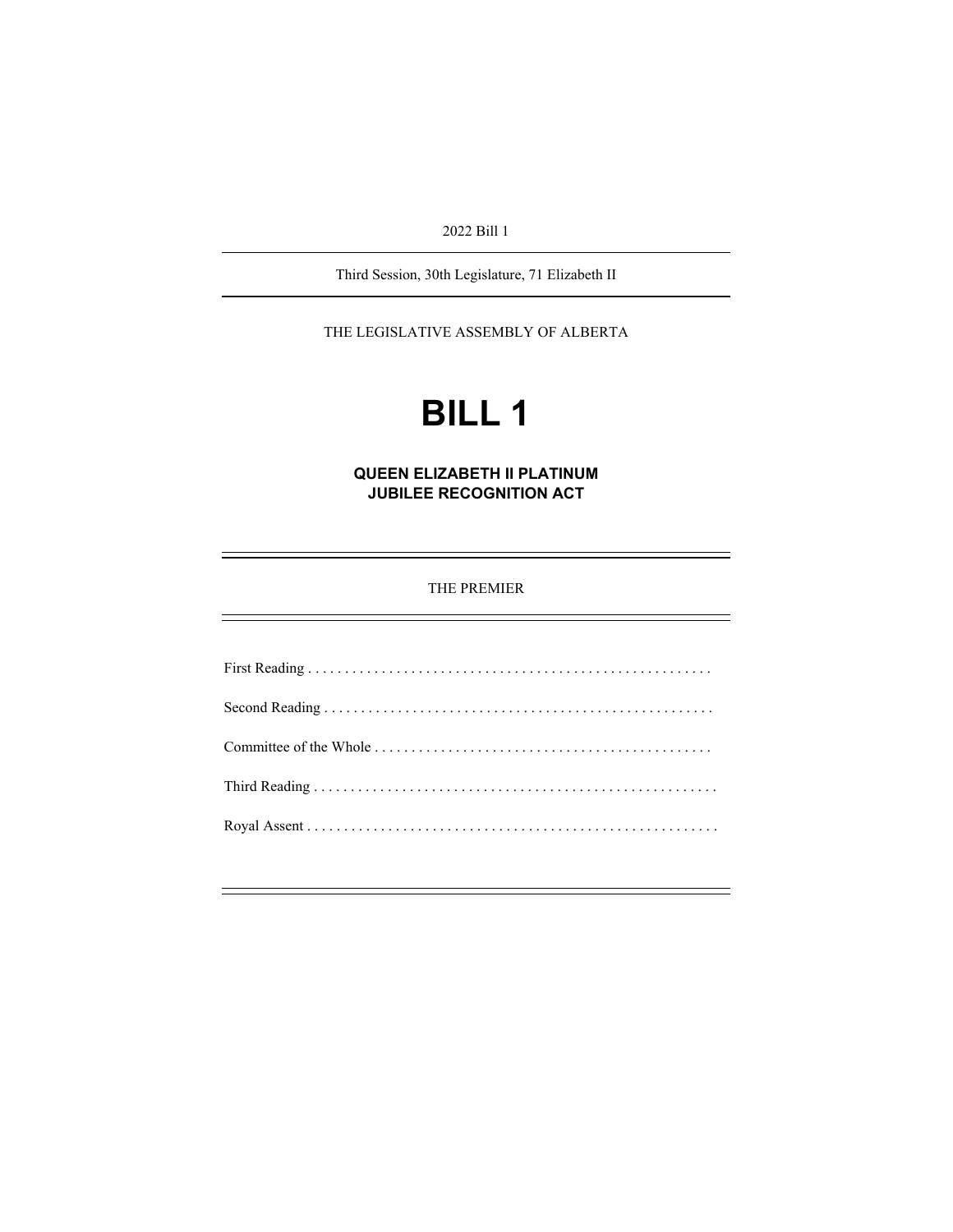2022 Bill 1

---

Third Session, 30th Legislature, 71 Elizabeth II

---

THE LEGISLATIVE ASSEMBLY OF ALBERTA

# BILL 1

## QUEEN ELIZABETH II PLATINUM JUBILEE RECOGNITION ACT

---

THE PREMIER

---

First Reading . . . . . . . . . . . . . . . . . . . . . . . . . . . . . . . . . . . . . . . . . . . . . . . . . . . . . .

Second Reading . . . . . . . . . . . . . . . . . . . . . . . . . . . . . . . . . . . . . . . . . . . . . . . . . . . .

Committee of the Whole . . . . . . . . . . . . . . . . . . . . . . . . . . . . . . . . . . . . . . . . . . . . .

Third Reading . . . . . . . . . . . . . . . . . . . . . . . . . . . . . . . . . . . . . . . . . . . . . . . . . . . . . .

Royal Assent . . . . . . . . . . . . . . . . . . . . . . . . . . . . . . . . . . . . . . . . . . . . . . . . . . . . . . .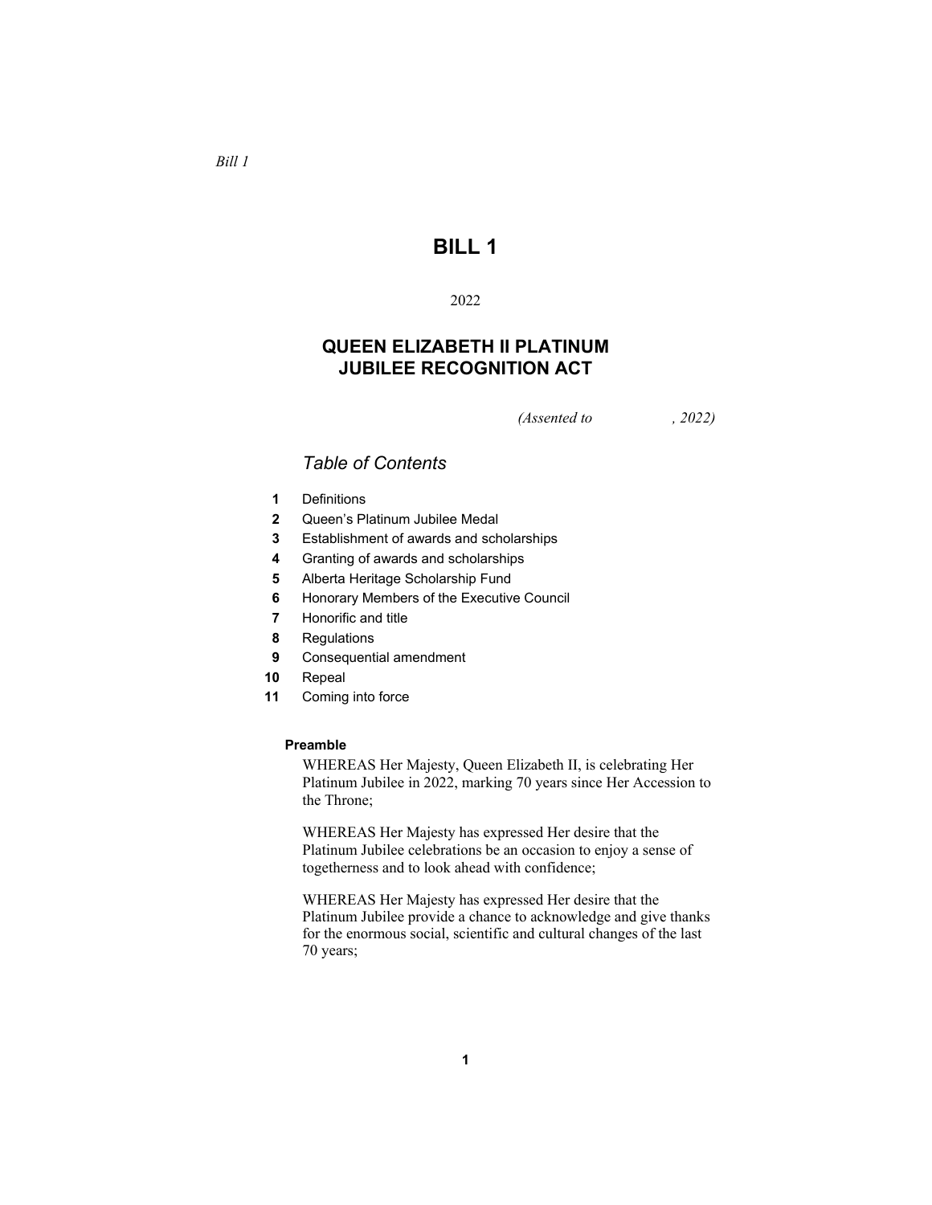*Bill 1*

# BILL 1

2022

## QUEEN ELIZABETH II PLATINUM JUBILEE RECOGNITION ACT

*(Assented to , 2022)*

### *Table of Contents*

1. Definitions
2. Queen's Platinum Jubilee Medal
3. Establishment of awards and scholarships
4. Granting of awards and scholarships
5. Alberta Heritage Scholarship Fund
6. Honorary Members of the Executive Council
7. Honorific and title
8. Regulations
9. Consequential amendment
10. Repeal
11. Coming into force

**Preamble**

WHEREAS Her Majesty, Queen Elizabeth II, is celebrating Her Platinum Jubilee in 2022, marking 70 years since Her Accession to the Throne;

WHEREAS Her Majesty has expressed Her desire that the Platinum Jubilee celebrations be an occasion to enjoy a sense of togetherness and to look ahead with confidence;

WHEREAS Her Majesty has expressed Her desire that the Platinum Jubilee provide a chance to acknowledge and give thanks for the enormous social, scientific and cultural changes of the last 70 years;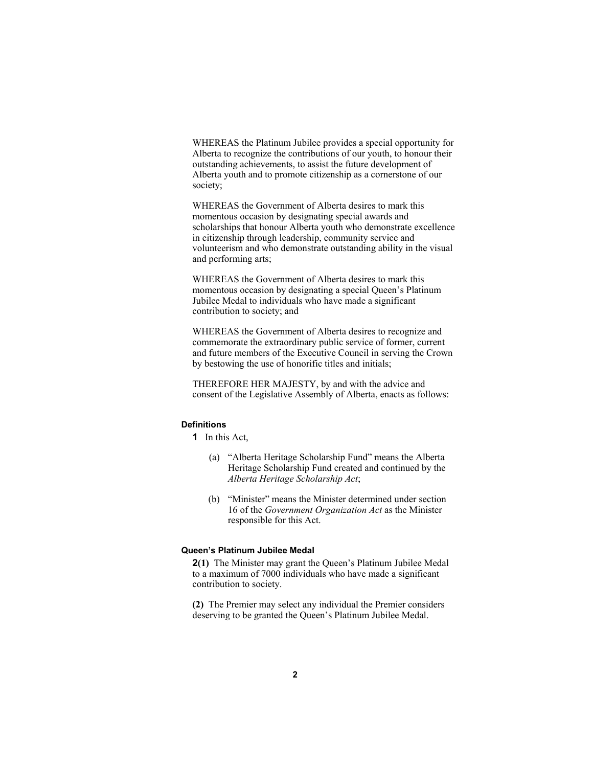WHEREAS the Platinum Jubilee provides a special opportunity for Alberta to recognize the contributions of our youth, to honour their outstanding achievements, to assist the future development of Alberta youth and to promote citizenship as a cornerstone of our society;

WHEREAS the Government of Alberta desires to mark this momentous occasion by designating special awards and scholarships that honour Alberta youth who demonstrate excellence in citizenship through leadership, community service and volunteerism and who demonstrate outstanding ability in the visual and performing arts;

WHEREAS the Government of Alberta desires to mark this momentous occasion by designating a special Queen's Platinum Jubilee Medal to individuals who have made a significant contribution to society; and

WHEREAS the Government of Alberta desires to recognize and commemorate the extraordinary public service of former, current and future members of the Executive Council in serving the Crown by bestowing the use of honorific titles and initials;

THEREFORE HER MAJESTY, by and with the advice and consent of the Legislative Assembly of Alberta, enacts as follows:

#### Definitions

**1** In this Act,

(a) "Alberta Heritage Scholarship Fund" means the Alberta Heritage Scholarship Fund created and continued by the *Alberta Heritage Scholarship Act*;

(b) "Minister" means the Minister determined under section 16 of the *Government Organization Act* as the Minister responsible for this Act.

#### Queen's Platinum Jubilee Medal

**2(1)** The Minister may grant the Queen's Platinum Jubilee Medal to a maximum of 7000 individuals who have made a significant contribution to society.

**(2)** The Premier may select any individual the Premier considers deserving to be granted the Queen's Platinum Jubilee Medal.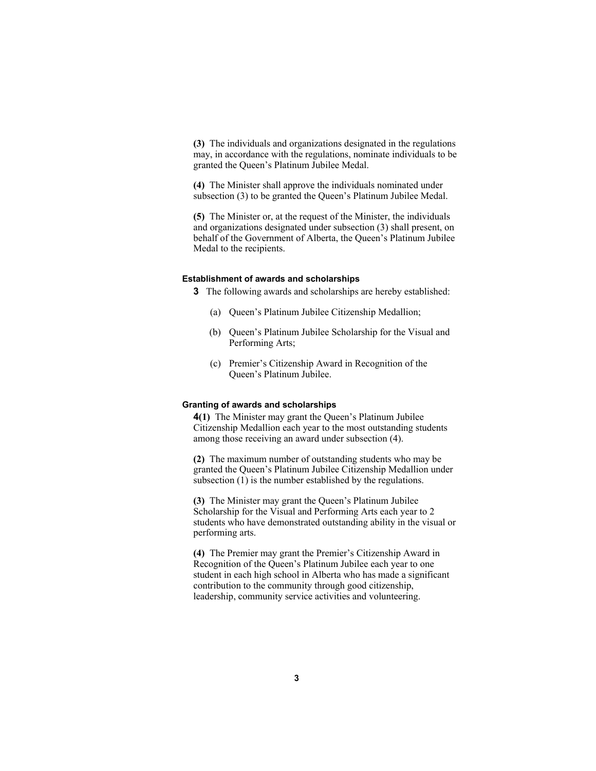**(3)** The individuals and organizations designated in the regulations may, in accordance with the regulations, nominate individuals to be granted the Queen's Platinum Jubilee Medal.

**(4)** The Minister shall approve the individuals nominated under subsection (3) to be granted the Queen's Platinum Jubilee Medal.

**(5)** The Minister or, at the request of the Minister, the individuals and organizations designated under subsection (3) shall present, on behalf of the Government of Alberta, the Queen's Platinum Jubilee Medal to the recipients.

#### Establishment of awards and scholarships

**3** The following awards and scholarships are hereby established:

(a) Queen's Platinum Jubilee Citizenship Medallion;

(b) Queen's Platinum Jubilee Scholarship for the Visual and Performing Arts;

(c) Premier's Citizenship Award in Recognition of the Queen's Platinum Jubilee.

#### Granting of awards and scholarships

**4(1)** The Minister may grant the Queen's Platinum Jubilee Citizenship Medallion each year to the most outstanding students among those receiving an award under subsection (4).

**(2)** The maximum number of outstanding students who may be granted the Queen's Platinum Jubilee Citizenship Medallion under subsection (1) is the number established by the regulations.

**(3)** The Minister may grant the Queen's Platinum Jubilee Scholarship for the Visual and Performing Arts each year to 2 students who have demonstrated outstanding ability in the visual or performing arts.

**(4)** The Premier may grant the Premier's Citizenship Award in Recognition of the Queen's Platinum Jubilee each year to one student in each high school in Alberta who has made a significant contribution to the community through good citizenship, leadership, community service activities and volunteering.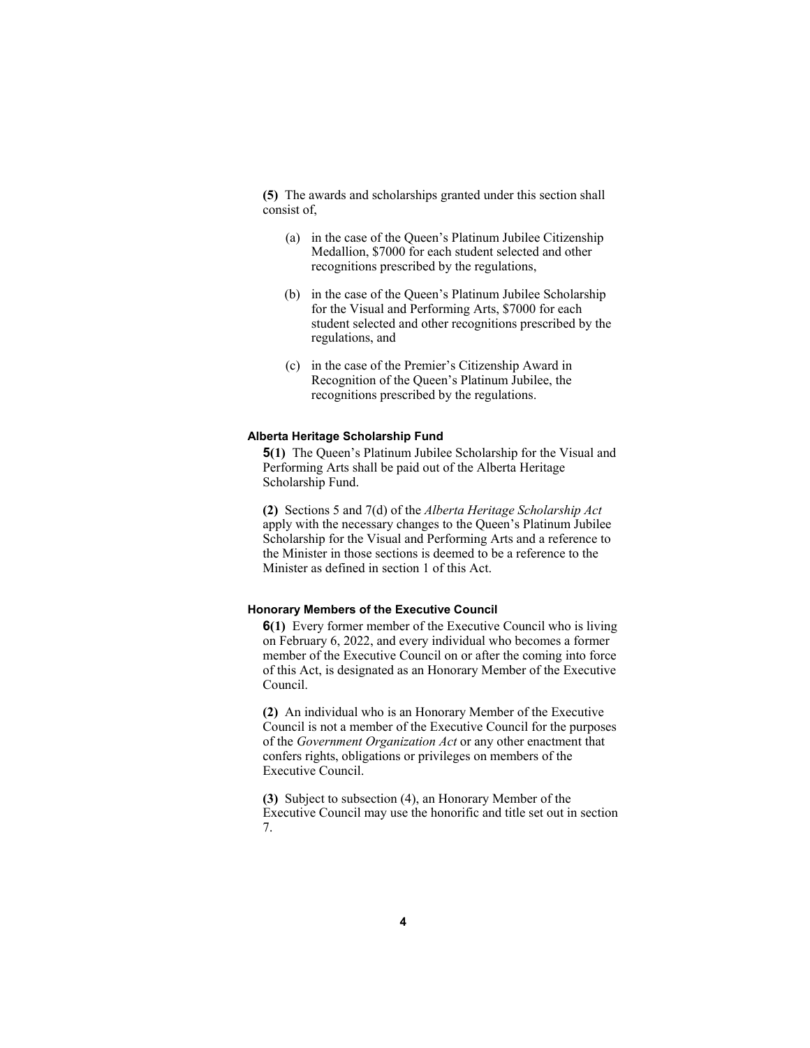**(5)** The awards and scholarships granted under this section shall consist of,

(a) in the case of the Queen's Platinum Jubilee Citizenship Medallion, $7000 for each student selected and other recognitions prescribed by the regulations,

(b) in the case of the Queen's Platinum Jubilee Scholarship for the Visual and Performing Arts, $7000 for each student selected and other recognitions prescribed by the regulations, and

(c) in the case of the Premier's Citizenship Award in Recognition of the Queen's Platinum Jubilee, the recognitions prescribed by the regulations.

#### Alberta Heritage Scholarship Fund

**5(1)** The Queen's Platinum Jubilee Scholarship for the Visual and Performing Arts shall be paid out of the Alberta Heritage Scholarship Fund.

**(2)** Sections 5 and 7(d) of the *Alberta Heritage Scholarship Act* apply with the necessary changes to the Queen's Platinum Jubilee Scholarship for the Visual and Performing Arts and a reference to the Minister in those sections is deemed to be a reference to the Minister as defined in section 1 of this Act.

#### Honorary Members of the Executive Council

**6(1)** Every former member of the Executive Council who is living on February 6, 2022, and every individual who becomes a former member of the Executive Council on or after the coming into force of this Act, is designated as an Honorary Member of the Executive Council.

**(2)** An individual who is an Honorary Member of the Executive Council is not a member of the Executive Council for the purposes of the *Government Organization Act* or any other enactment that confers rights, obligations or privileges on members of the Executive Council.

**(3)** Subject to subsection (4), an Honorary Member of the Executive Council may use the honorific and title set out in section 7.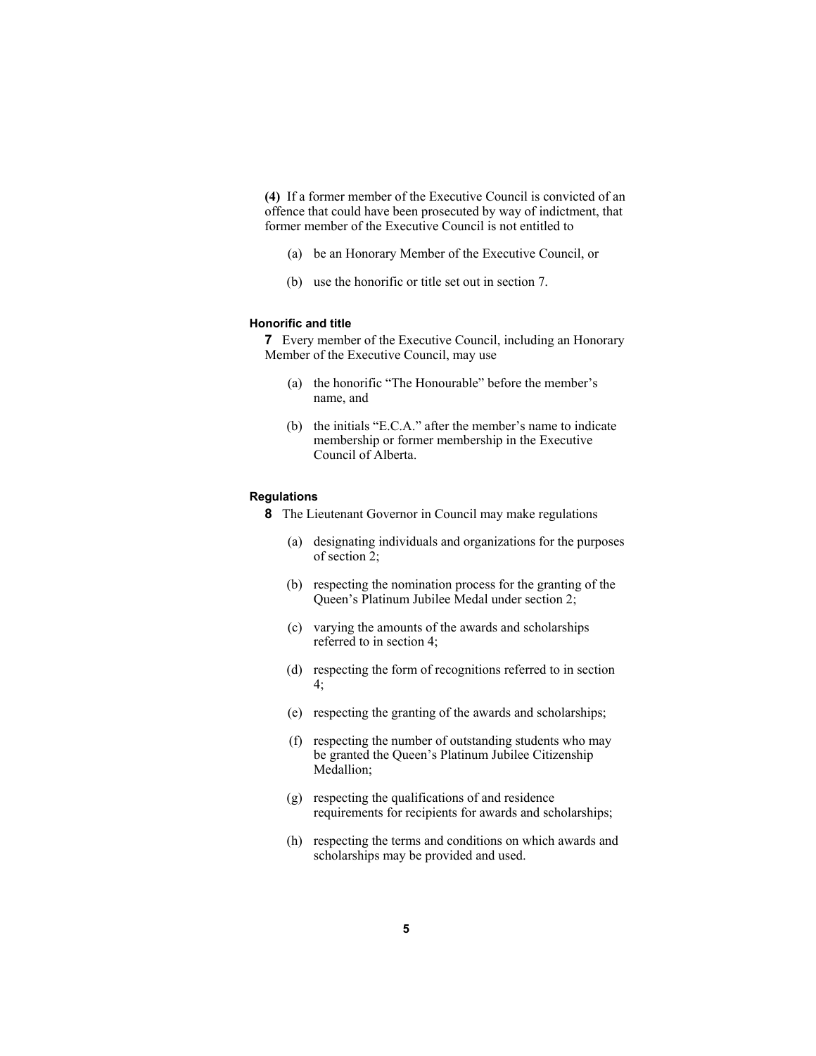**(4)** If a former member of the Executive Council is convicted of an offence that could have been prosecuted by way of indictment, that former member of the Executive Council is not entitled to

(a) be an Honorary Member of the Executive Council, or

(b) use the honorific or title set out in section 7.

#### Honorific and title

**7** Every member of the Executive Council, including an Honorary Member of the Executive Council, may use

(a) the honorific "The Honourable" before the member's name, and

(b) the initials "E.C.A." after the member's name to indicate membership or former membership in the Executive Council of Alberta.

#### Regulations

**8** The Lieutenant Governor in Council may make regulations

(a) designating individuals and organizations for the purposes of section 2;

(b) respecting the nomination process for the granting of the Queen's Platinum Jubilee Medal under section 2;

(c) varying the amounts of the awards and scholarships referred to in section 4;

(d) respecting the form of recognitions referred to in section 4;

(e) respecting the granting of the awards and scholarships;

(f) respecting the number of outstanding students who may be granted the Queen's Platinum Jubilee Citizenship Medallion;

(g) respecting the qualifications of and residence requirements for recipients for awards and scholarships;

(h) respecting the terms and conditions on which awards and scholarships may be provided and used.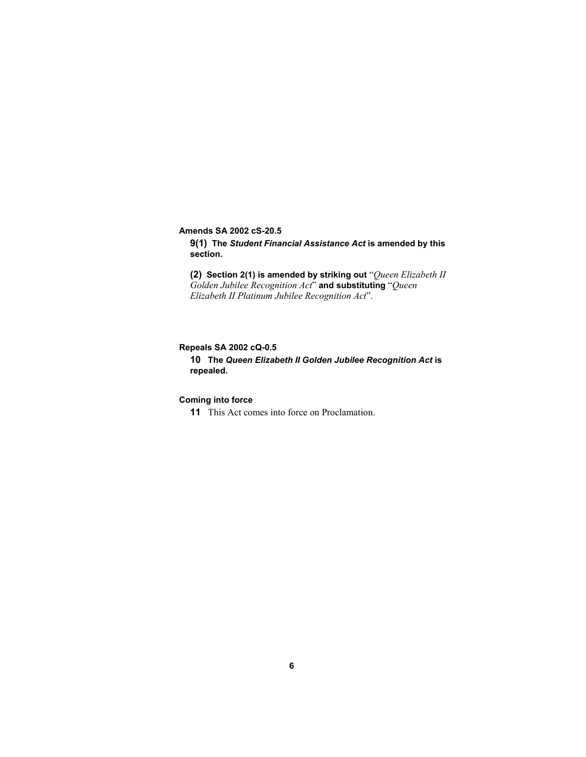**Amends SA 2002 cS-20.5**

**9(1) The *Student Financial Assistance Act* is amended by this section.**

**(2) Section 2(1) is amended by striking out** "*Queen Elizabeth II Golden Jubilee Recognition Act*" **and substituting** "*Queen Elizabeth II Platinum Jubilee Recognition Act*".

**Repeals SA 2002 cQ-0.5**

**10 The *Queen Elizabeth II Golden Jubilee Recognition Act* is repealed.**

**Coming into force**

**11** This Act comes into force on Proclamation.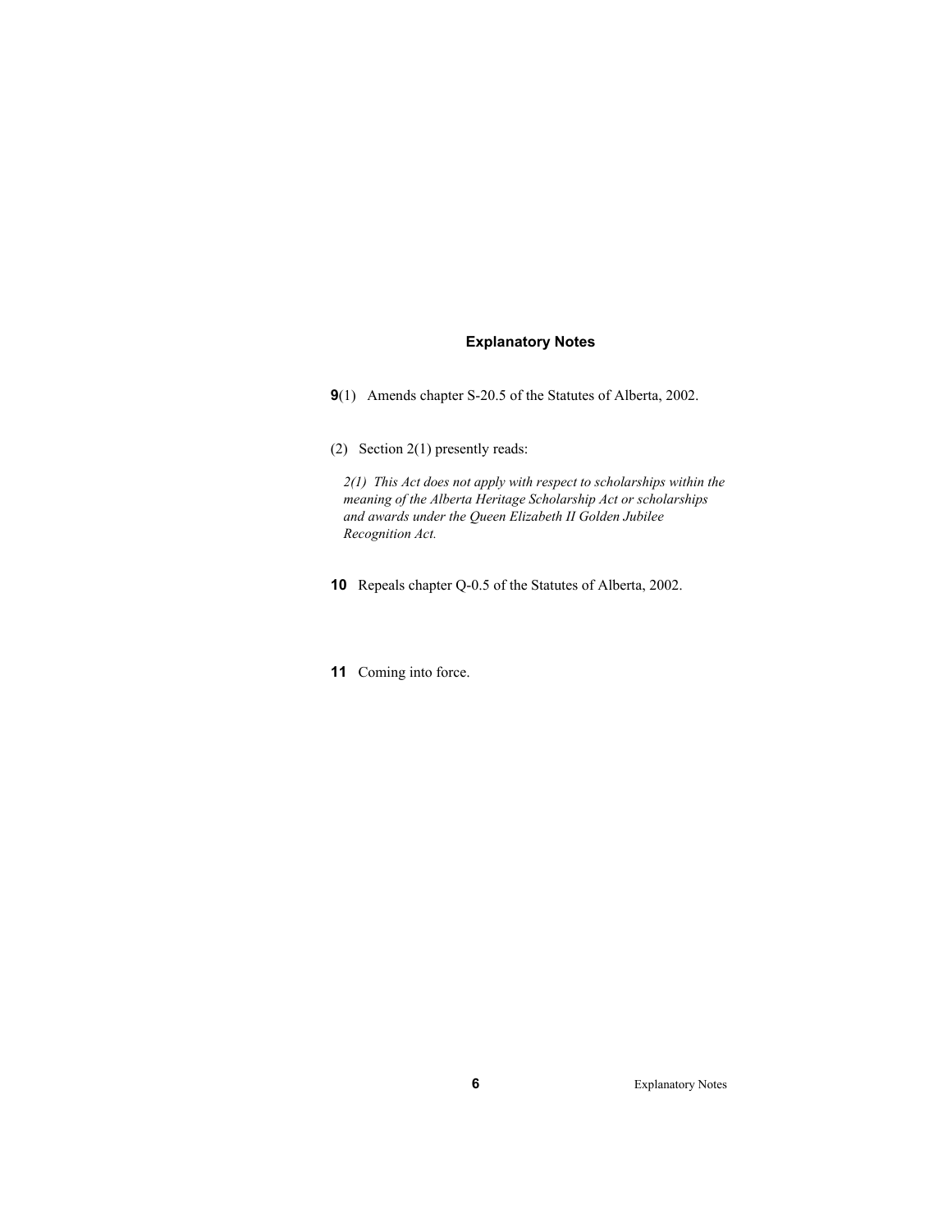## Explanatory Notes

**9**(1) Amends chapter S-20.5 of the Statutes of Alberta, 2002.

(2) Section 2(1) presently reads:

*2(1) This Act does not apply with respect to scholarships within the meaning of the Alberta Heritage Scholarship Act or scholarships and awards under the Queen Elizabeth II Golden Jubilee Recognition Act.*

**10** Repeals chapter Q-0.5 of the Statutes of Alberta, 2002.

**11** Coming into force.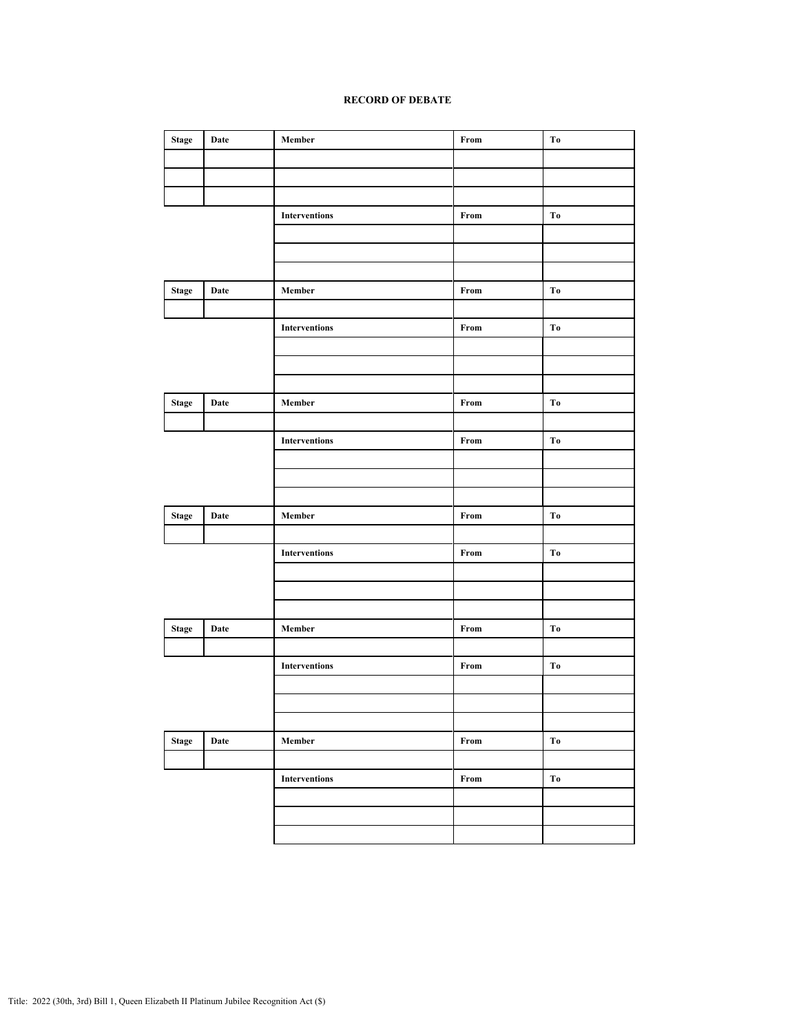**RECORD OF DEBATE**

| Stage | Date | Member | From | To |
|---|---|---|---|---|
| | | | | |
| | | | | |
| | | | | |
| | | **Interventions** | **From** | **To** |
| | | | | |
| | | | | |
| | | | | |
| **Stage** | **Date** | **Member** | **From** | **To** |
| | | | | |
| | | **Interventions** | **From** | **To** |
| | | | | |
| | | | | |
| | | | | |
| **Stage** | **Date** | **Member** | **From** | **To** |
| | | | | |
| | | **Interventions** | **From** | **To** |
| | | | | |
| | | | | |
| | | | | |
| **Stage** | **Date** | **Member** | **From** | **To** |
| | | | | |
| | | **Interventions** | **From** | **To** |
| | | | | |
| | | | | |
| | | | | |
| **Stage** | **Date** | **Member** | **From** | **To** |
| | | | | |
| | | **Interventions** | **From** | **To** |
| | | | | |
| | | | | |
| | | | | |
| **Stage** | **Date** | **Member** | **From** | **To** |
| | | | | |
| | | **Interventions** | **From** | **To** |
| | | | | |
| | | | | |
| | | | | |

Title: 2022 (30th, 3rd) Bill 1, Queen Elizabeth II Platinum Jubilee Recognition Act ($)